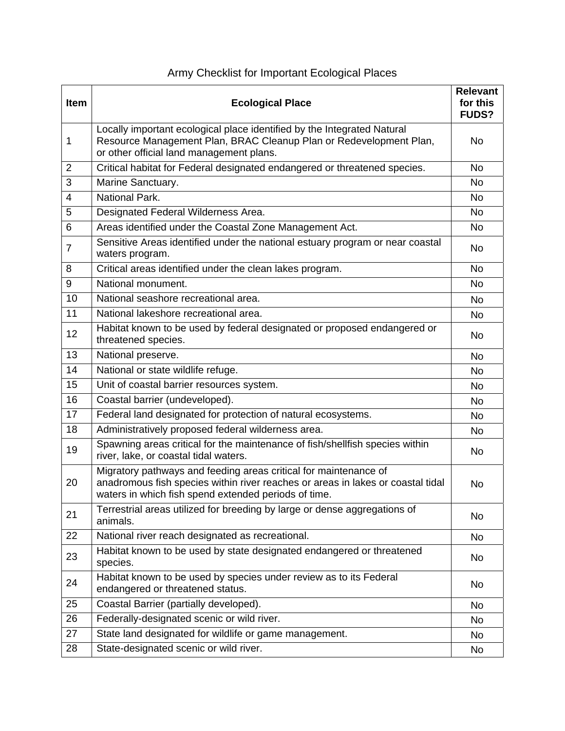# Army Checklist for Important Ecological Places

| Item | Ecological Place | Relevant for this FUDS? |
|---|---|---|
| 1 | Locally important ecological place identified by the Integrated Natural Resource Management Plan, BRAC Cleanup Plan or Redevelopment Plan, or other official land management plans. | No |
| 2 | Critical habitat for Federal designated endangered or threatened species. | No |
| 3 | Marine Sanctuary. | No |
| 4 | National Park. | No |
| 5 | Designated Federal Wilderness Area. | No |
| 6 | Areas identified under the Coastal Zone Management Act. | No |
| 7 | Sensitive Areas identified under the national estuary program or near coastal waters program. | No |
| 8 | Critical areas identified under the clean lakes program. | No |
| 9 | National monument. | No |
| 10 | National seashore recreational area. | No |
| 11 | National lakeshore recreational area. | No |
| 12 | Habitat known to be used by federal designated or proposed endangered or threatened species. | No |
| 13 | National preserve. | No |
| 14 | National or state wildlife refuge. | No |
| 15 | Unit of coastal barrier resources system. | No |
| 16 | Coastal barrier (undeveloped). | No |
| 17 | Federal land designated for protection of natural ecosystems. | No |
| 18 | Administratively proposed federal wilderness area. | No |
| 19 | Spawning areas critical for the maintenance of fish/shellfish species within river, lake, or coastal tidal waters. | No |
| 20 | Migratory pathways and feeding areas critical for maintenance of anadromous fish species within river reaches or areas in lakes or coastal tidal waters in which fish spend extended periods of time. | No |
| 21 | Terrestrial areas utilized for breeding by large or dense aggregations of animals. | No |
| 22 | National river reach designated as recreational. | No |
| 23 | Habitat known to be used by state designated endangered or threatened species. | No |
| 24 | Habitat known to be used by species under review as to its Federal endangered or threatened status. | No |
| 25 | Coastal Barrier (partially developed). | No |
| 26 | Federally-designated scenic or wild river. | No |
| 27 | State land designated for wildlife or game management. | No |
| 28 | State-designated scenic or wild river. | No |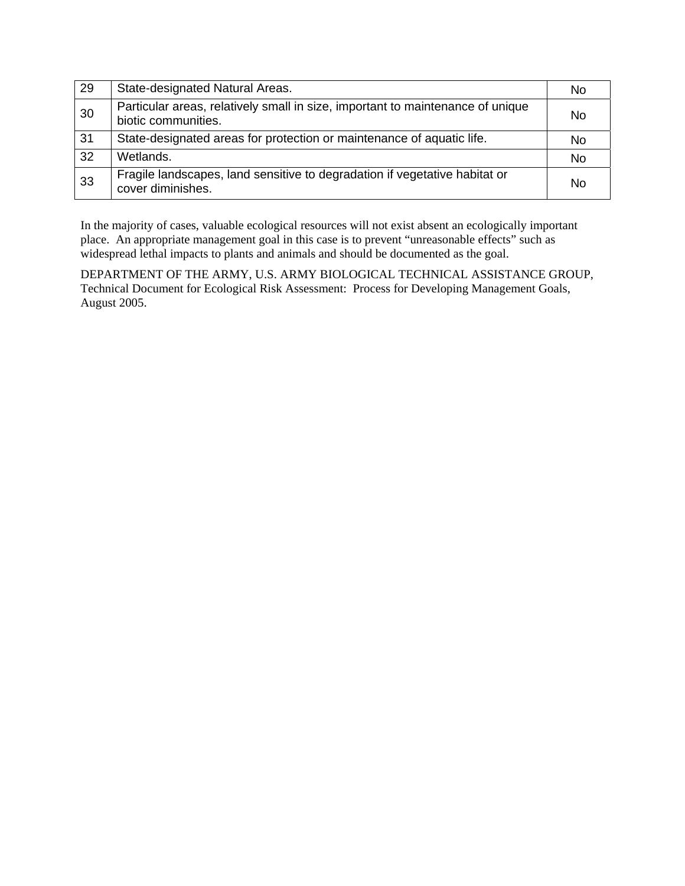| | | |
|---|---|---|
| 29 | State-designated Natural Areas. | No |
| 30 | Particular areas, relatively small in size, important to maintenance of unique biotic communities. | No |
| 31 | State-designated areas for protection or maintenance of aquatic life. | No |
| 32 | Wetlands. | No |
| 33 | Fragile landscapes, land sensitive to degradation if vegetative habitat or cover diminishes. | No |

In the majority of cases, valuable ecological resources will not exist absent an ecologically important place. An appropriate management goal in this case is to prevent "unreasonable effects" such as widespread lethal impacts to plants and animals and should be documented as the goal.

DEPARTMENT OF THE ARMY, U.S. ARMY BIOLOGICAL TECHNICAL ASSISTANCE GROUP, Technical Document for Ecological Risk Assessment: Process for Developing Management Goals, August 2005.